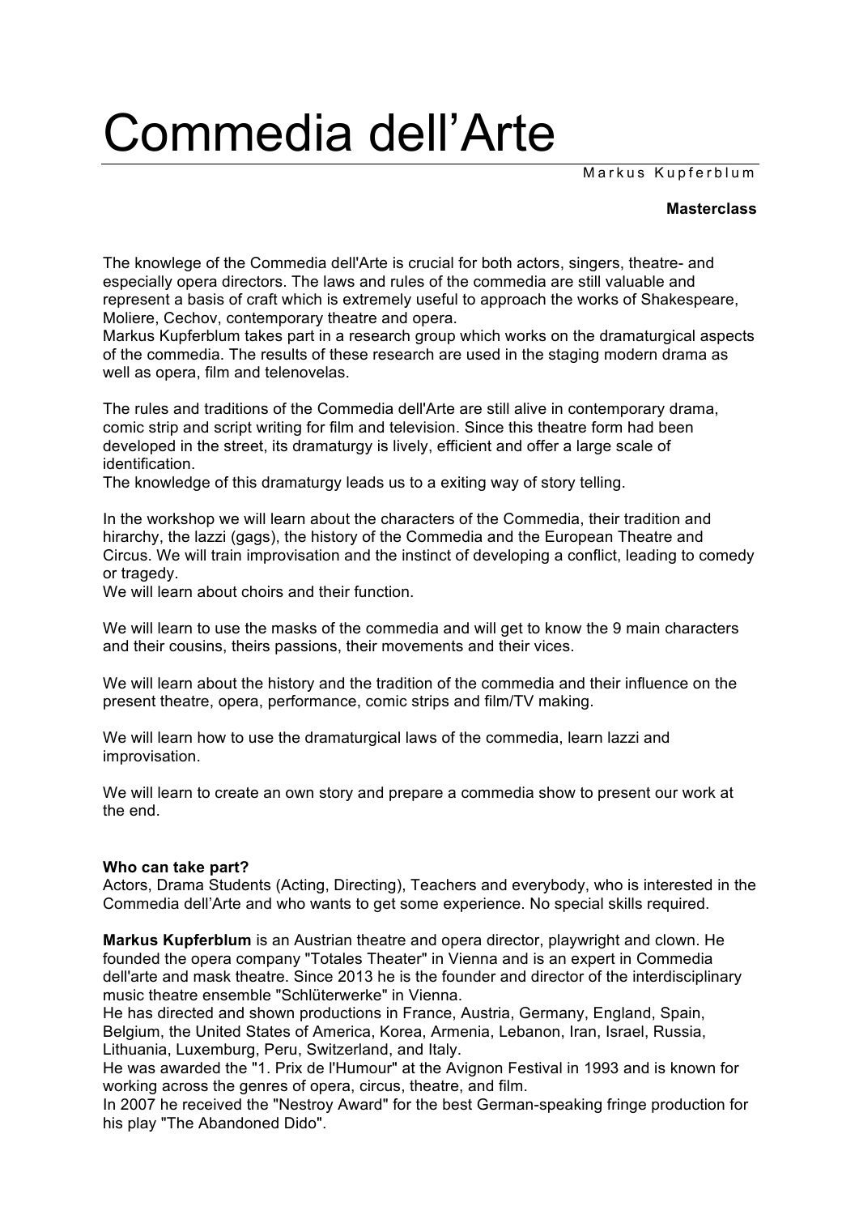# Commedia dell'Arte

Markus Kupferblum

**Masterclass**

The knowlege of the Commedia dell'Arte is crucial for both actors, singers, theatre- and especially opera directors. The laws and rules of the commedia are still valuable and represent a basis of craft which is extremely useful to approach the works of Shakespeare, Moliere, Cechov, contemporary theatre and opera.
Markus Kupferblum takes part in a research group which works on the dramaturgical aspects of the commedia. The results of these research are used in the staging modern drama as well as opera, film and telenovelas.

The rules and traditions of the Commedia dell'Arte are still alive in contemporary drama, comic strip and script writing for film and television. Since this theatre form had been developed in the street, its dramaturgy is lively, efficient and offer a large scale of identification.
The knowledge of this dramaturgy leads us to a exiting way of story telling.

In the workshop we will learn about the characters of the Commedia, their tradition and hirarchy, the lazzi (gags), the history of the Commedia and the European Theatre and Circus. We will train improvisation and the instinct of developing a conflict, leading to comedy or tragedy.
We will learn about choirs and their function.

We will learn to use the masks of the commedia and will get to know the 9 main characters and their cousins, theirs passions, their movements and their vices.

We will learn about the history and the tradition of the commedia and their influence on the present theatre, opera, performance, comic strips and film/TV making.

We will learn how to use the dramaturgical laws of the commedia, learn lazzi and improvisation.

We will learn to create an own story and prepare a commedia show to present our work at the end.

**Who can take part?**
Actors, Drama Students (Acting, Directing), Teachers and everybody, who is interested in the Commedia dell'Arte and who wants to get some experience. No special skills required.

**Markus Kupferblum** is an Austrian theatre and opera director, playwright and clown. He founded the opera company "Totales Theater" in Vienna and is an expert in Commedia dell'arte and mask theatre. Since 2013 he is the founder and director of the interdisciplinary music theatre ensemble "Schlüterwerke" in Vienna.
He has directed and shown productions in France, Austria, Germany, England, Spain, Belgium, the United States of America, Korea, Armenia, Lebanon, Iran, Israel, Russia, Lithuania, Luxemburg, Peru, Switzerland, and Italy.
He was awarded the "1. Prix de l'Humour" at the Avignon Festival in 1993 and is known for working across the genres of opera, circus, theatre, and film.
In 2007 he received the "Nestroy Award" for the best German-speaking fringe production for his play "The Abandoned Dido".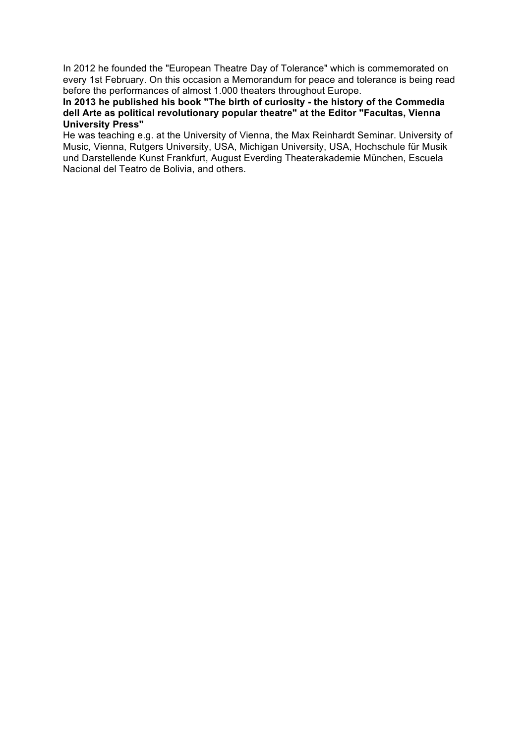In 2012 he founded the "European Theatre Day of Tolerance" which is commemorated on every 1st February. On this occasion a Memorandum for peace and tolerance is being read before the performances of almost 1.000 theaters throughout Europe.

**In 2013 he published his book "The birth of curiosity - the history of the Commedia dell Arte as political revolutionary popular theatre" at the Editor "Facultas, Vienna University Press"**

He was teaching e.g. at the University of Vienna, the Max Reinhardt Seminar. University of Music, Vienna, Rutgers University, USA, Michigan University, USA, Hochschule für Musik und Darstellende Kunst Frankfurt, August Everding Theaterakademie München, Escuela Nacional del Teatro de Bolivia, and others.